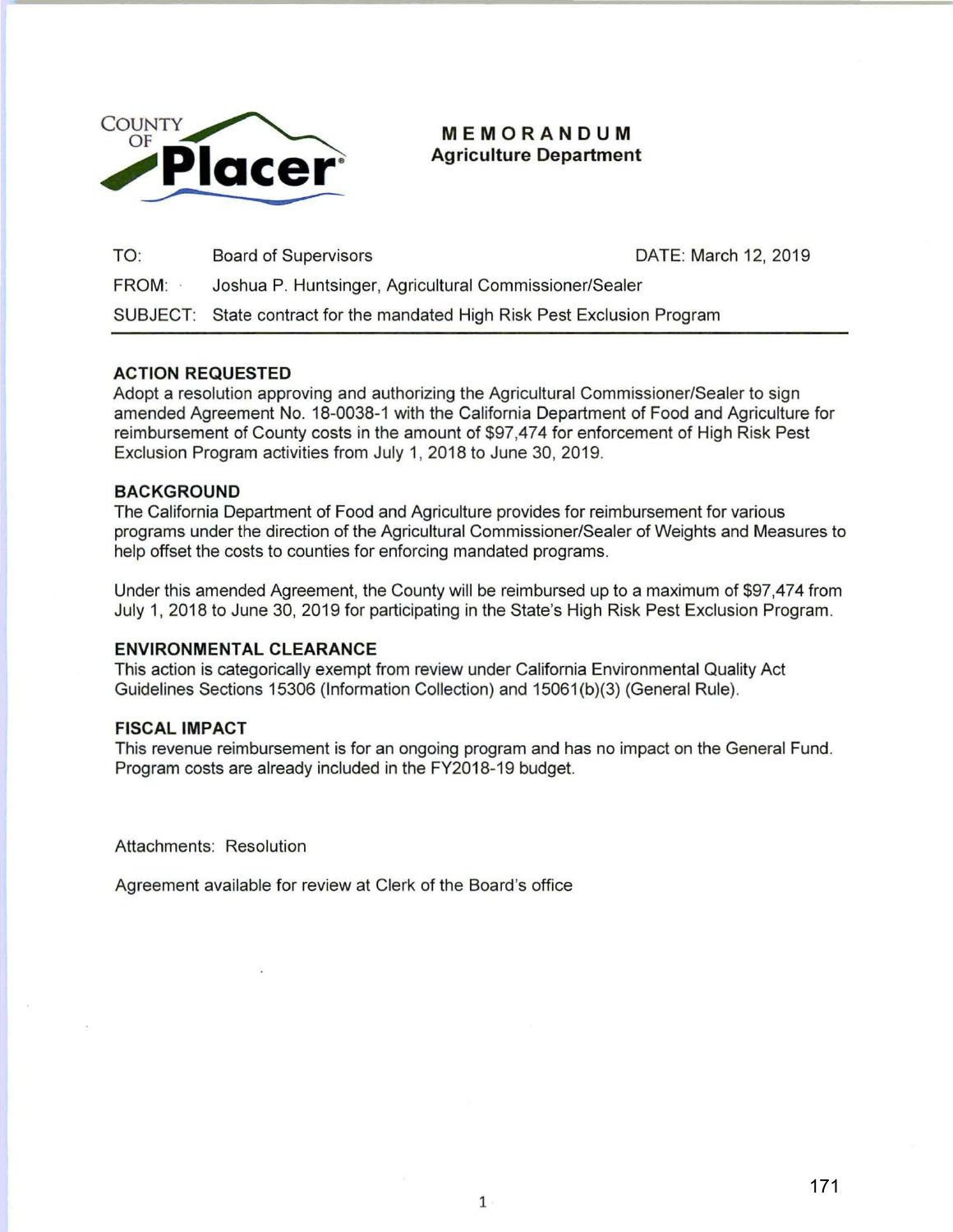COUNTY OF **Placer**

# MEMORANDUM
## Agriculture Department

| | | |
|---|---|---|
| TO: | Board of Supervisors | DATE: March 12, 2019 |
| FROM: | Joshua P. Huntsinger, Agricultural Commissioner/Sealer | |
| SUBJECT: | State contract for the mandated High Risk Pest Exclusion Program | |

### ACTION REQUESTED

Adopt a resolution approving and authorizing the Agricultural Commissioner/Sealer to sign amended Agreement No. 18-0038-1 with the California Department of Food and Agriculture for reimbursement of County costs in the amount of $97,474 for enforcement of High Risk Pest Exclusion Program activities from July 1, 2018 to June 30, 2019.

### BACKGROUND

The California Department of Food and Agriculture provides for reimbursement for various programs under the direction of the Agricultural Commissioner/Sealer of Weights and Measures to help offset the costs to counties for enforcing mandated programs.

Under this amended Agreement, the County will be reimbursed up to a maximum of $97,474 from July 1, 2018 to June 30, 2019 for participating in the State's High Risk Pest Exclusion Program.

### ENVIRONMENTAL CLEARANCE

This action is categorically exempt from review under California Environmental Quality Act Guidelines Sections 15306 (Information Collection) and 15061(b)(3) (General Rule).

### FISCAL IMPACT

This revenue reimbursement is for an ongoing program and has no impact on the General Fund. Program costs are already included in the FY2018-19 budget.

Attachments: Resolution

Agreement available for review at Clerk of the Board's office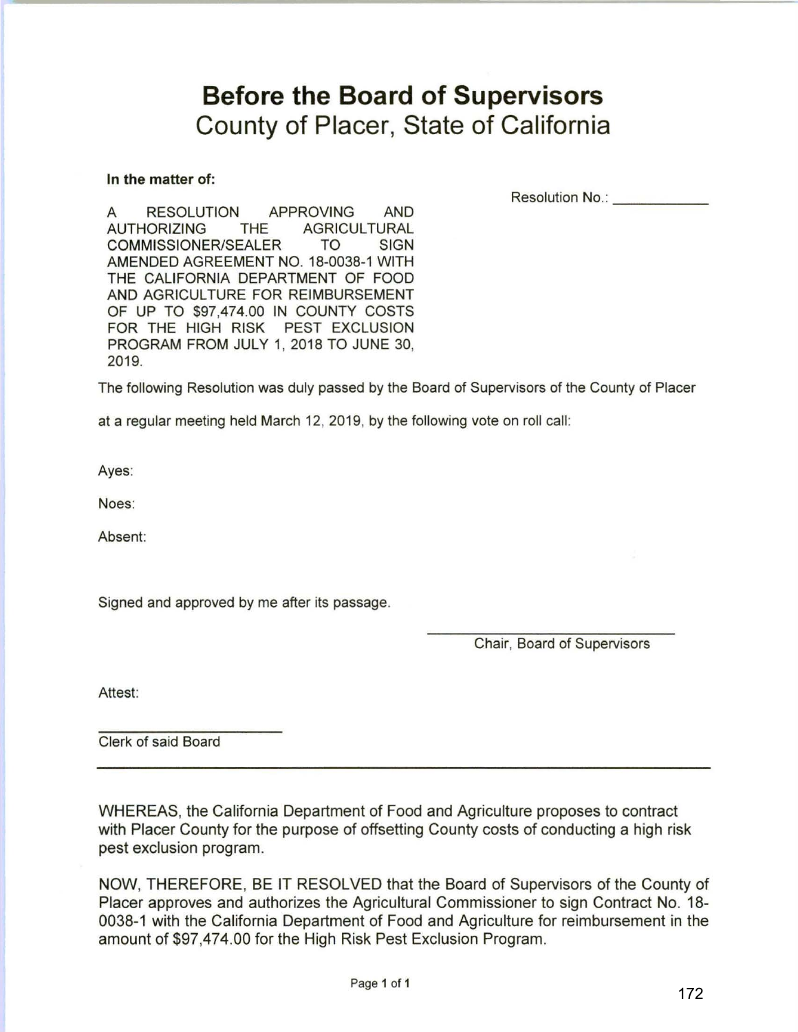# Before the Board of Supervisors
## County of Placer, State of California

**In the matter of:**

A RESOLUTION APPROVING AND AUTHORIZING THE AGRICULTURAL COMMISSIONER/SEALER TO SIGN AMENDED AGREEMENT NO. 18-0038-1 WITH THE CALIFORNIA DEPARTMENT OF FOOD AND AGRICULTURE FOR REIMBURSEMENT OF UP TO $97,474.00 IN COUNTY COSTS FOR THE HIGH RISK PEST EXCLUSION PROGRAM FROM JULY 1, 2018 TO JUNE 30, 2019.

Resolution No.: ___________

The following Resolution was duly passed by the Board of Supervisors of the County of Placer at a regular meeting held March 12, 2019, by the following vote on roll call:

Ayes:

Noes:

Absent:

Signed and approved by me after its passage.

___________________________
Chair, Board of Supervisors

Attest:

___________________________
Clerk of said Board

---

WHEREAS, the California Department of Food and Agriculture proposes to contract with Placer County for the purpose of offsetting County costs of conducting a high risk pest exclusion program.

NOW, THEREFORE, BE IT RESOLVED that the Board of Supervisors of the County of Placer approves and authorizes the Agricultural Commissioner to sign Contract No. 18-0038-1 with the California Department of Food and Agriculture for reimbursement in the amount of $97,474.00 for the High Risk Pest Exclusion Program.